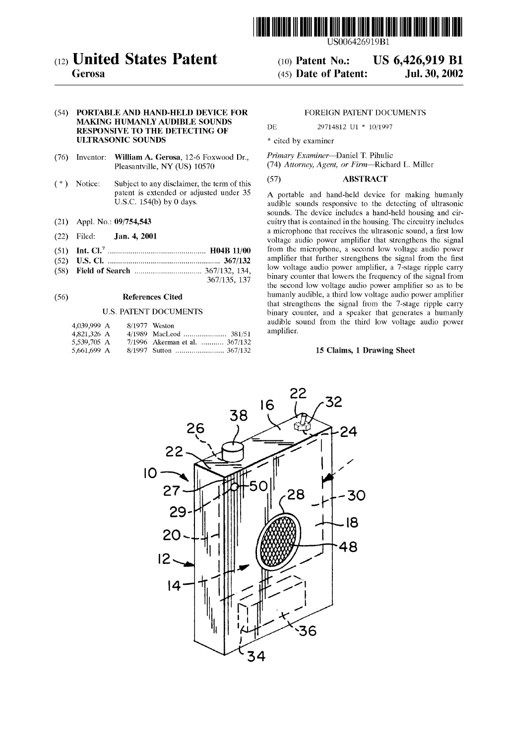US006426919B1

# (12) United States Patent
**Gerosa**

(10) **Patent No.: US 6,426,919 B1**

(45) **Date of Patent: Jul. 30, 2002**

(54) **PORTABLE AND HAND-HELD DEVICE FOR MAKING HUMANLY AUDIBLE SOUNDS RESPONSIVE TO THE DETECTING OF ULTRASONIC SOUNDS**

(76) Inventor: **William A. Gerosa**, 12-6 Foxwood Dr., Pleasantville, NY (US) 10570

( * ) Notice: Subject to any disclaimer, the term of this patent is extended or adjusted under 35 U.S.C. 154(b) by 0 days.

(21) Appl. No.: **09/754,543**

(22) Filed: **Jan. 4, 2001**

(51) **Int. Cl.**[7] ................................................ **H04B 11/00**

(52) **U.S. Cl.** ....................................................... **367/132**

(58) **Field of Search** ................................. 367/132, 134, 367/135, 137

(56) **References Cited**

U.S. PATENT DOCUMENTS

| | | |
|---|---|---|
| 4,039,999 A | 8/1977 | Weston |
| 4,821,326 A | 4/1989 | MacLeod ..................... 381/51 |
| 5,539,705 A | 7/1996 | Akerman et al. ........... 367/132 |
| 5,661,699 A | 8/1997 | Sutton ......................... 367/132 |

FOREIGN PATENT DOCUMENTS

DE 29714812 U1 * 10/1997

\* cited by examiner

*Primary Examiner*—Daniel T. Pihulic
(74) *Attorney, Agent, or Firm*—Richard L. Miller

(57) **ABSTRACT**

A portable and hand-held device for making humanly audible sounds responsive to the detecting of ultrasonic sounds. The device includes a hand-held housing and circuitry that is contained in the housing. The circuitry includes a microphone that receives the ultrasonic sound, a first low voltage audio power amplifier that strengthens the signal from the microphone, a second low voltage audio power amplifier that further strengthens the signal from the first low voltage audio power amplifier, a 7-stage ripple carry binary counter that lowers the frequency of the signal from the second low voltage audio power amplifier so as to be humanly audible, a third low voltage audio power amplifier that strengthens the signal from the 7-stage ripple carry binary counter, and a speaker that generates a humanly audible sound from the third low voltage audio power amplifier.

**15 Claims, 1 Drawing Sheet**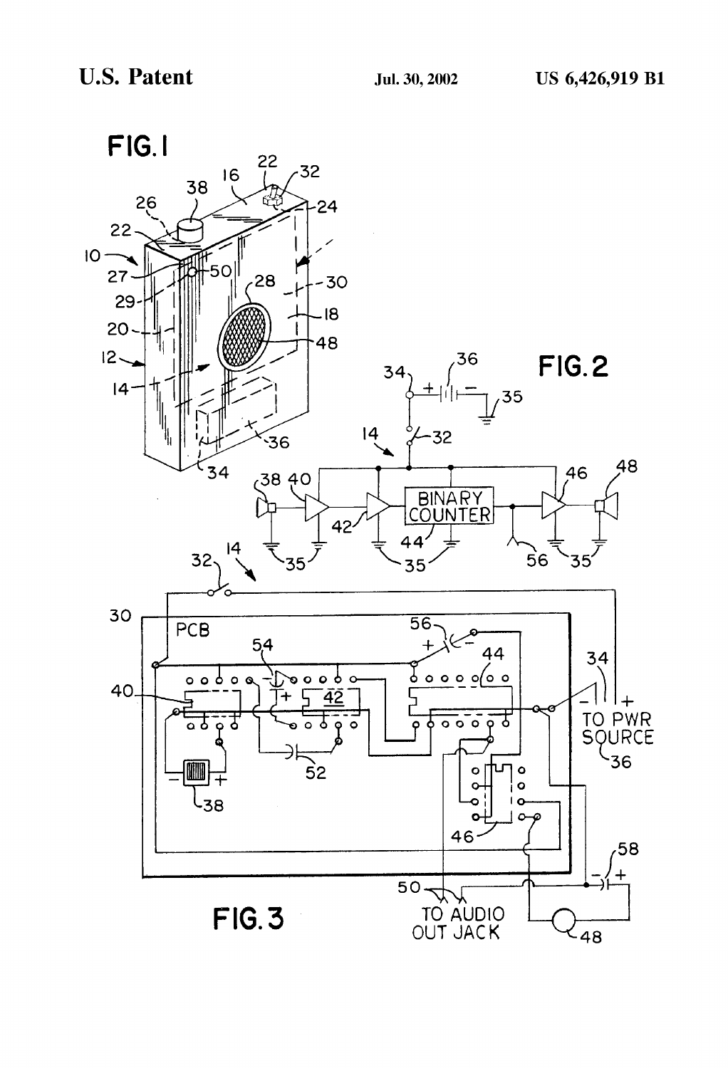FIG. 1

FIG. 2

FIG. 3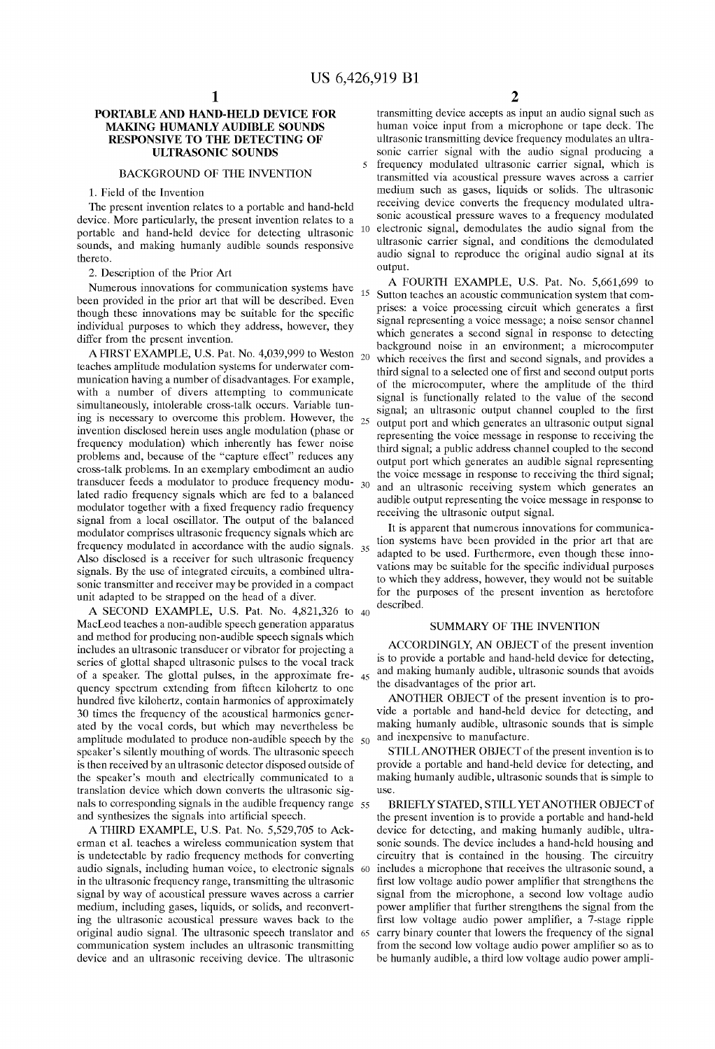# PORTABLE AND HAND-HELD DEVICE FOR MAKING HUMANLY AUDIBLE SOUNDS RESPONSIVE TO THE DETECTING OF ULTRASONIC SOUNDS

## BACKGROUND OF THE INVENTION

### 1. Field of the Invention

The present invention relates to a portable and hand-held device. More particularly, the present invention relates to a portable and hand-held device for detecting ultrasonic sounds, and making humanly audible sounds responsive thereto.

### 2. Description of the Prior Art

Numerous innovations for communication systems have been provided in the prior art that will be described. Even though these innovations may be suitable for the specific individual purposes to which they address, however, they differ from the present invention.

A FIRST EXAMPLE, U.S. Pat. No. 4,039,999 to Weston teaches amplitude modulation systems for underwater communication having a number of disadvantages. For example, with a number of divers attempting to communicate simultaneously, intolerable cross-talk occurs. Variable tuning is necessary to overcome this problem. However, the invention disclosed herein uses angle modulation (phase or frequency modulation) which inherently has fewer noise problems and, because of the "capture effect" reduces any cross-talk problems. In an exemplary embodiment an audio transducer feeds a modulator to produce frequency modulated radio frequency signals which are fed to a balanced modulator together with a fixed frequency radio frequency signal from a local oscillator. The output of the balanced modulator comprises ultrasonic frequency signals which are frequency modulated in accordance with the audio signals. Also disclosed is a receiver for such ultrasonic frequency signals. By the use of integrated circuits, a combined ultrasonic transmitter and receiver may be provided in a compact unit adapted to be strapped on the head of a diver.

A SECOND EXAMPLE, U.S. Pat. No. 4,821,326 to MacLeod teaches a non-audible speech generation apparatus and method for producing non-audible speech signals which includes an ultrasonic transducer or vibrator for projecting a series of glottal shaped ultrasonic pulses to the vocal track of a speaker. The glottal pulses, in the approximate frequency spectrum extending from fifteen kilohertz to one hundred five kilohertz, contain harmonics of approximately 30 times the frequency of the acoustical harmonics generated by the vocal cords, but which may nevertheless be amplitude modulated to produce non-audible speech by the speaker's silently mouthing of words. The ultrasonic speech is then received by an ultrasonic detector disposed outside of the speaker's mouth and electrically communicated to a translation device which down converts the ultrasonic signals to corresponding signals in the audible frequency range and synthesizes the signals into artificial speech.

A THIRD EXAMPLE, U.S. Pat. No. 5,529,705 to Ackerman et al. teaches a wireless communication system that is undetectable by radio frequency methods for converting audio signals, including human voice, to electronic signals in the ultrasonic frequency range, transmitting the ultrasonic signal by way of acoustical pressure waves across a carrier medium, including gases, liquids, or solids, and reconverting the ultrasonic acoustical pressure waves back to the original audio signal. The ultrasonic speech translator and communication system includes an ultrasonic transmitting device and an ultrasonic receiving device. The ultrasonic transmitting device accepts as input an audio signal such as human voice input from a microphone or tape deck. The ultrasonic transmitting device frequency modulates an ultrasonic carrier signal with the audio signal producing a frequency modulated ultrasonic carrier signal, which is transmitted via acoustical pressure waves across a carrier medium such as gases, liquids or solids. The ultrasonic receiving device converts the frequency modulated ultrasonic acoustical pressure waves to a frequency modulated electronic signal, demodulates the audio signal from the ultrasonic carrier signal, and conditions the demodulated audio signal to reproduce the original audio signal at its output.

A FOURTH EXAMPLE, U.S. Pat. No. 5,661,699 to Sutton teaches an acoustic communication system that comprises: a voice processing circuit which generates a first signal representing a voice message; a noise sensor channel which generates a second signal in response to detecting background noise in an environment; a microcomputer which receives the first and second signals, and provides a third signal to a selected one of first and second output ports of the microcomputer, where the amplitude of the third signal is functionally related to the value of the second signal; an ultrasonic output channel coupled to the first output port and which generates an ultrasonic output signal representing the voice message in response to receiving the third signal; a public address channel coupled to the second output port which generates an audible signal representing the voice message in response to receiving the third signal; and an ultrasonic receiving system which generates an audible output representing the voice message in response to receiving the ultrasonic output signal.

It is apparent that numerous innovations for communication systems have been provided in the prior art that are adapted to be used. Furthermore, even though these innovations may be suitable for the specific individual purposes to which they address, however, they would not be suitable for the purposes of the present invention as heretofore described.

## SUMMARY OF THE INVENTION

ACCORDINGLY, AN OBJECT of the present invention is to provide a portable and hand-held device for detecting, and making humanly audible, ultrasonic sounds that avoids the disadvantages of the prior art.

ANOTHER OBJECT of the present invention is to provide a portable and hand-held device for detecting, and making humanly audible, ultrasonic sounds that is simple and inexpensive to manufacture.

STILL ANOTHER OBJECT of the present invention is to provide a portable and hand-held device for detecting, and making humanly audible, ultrasonic sounds that is simple to use.

BRIEFLY STATED, STILL YET ANOTHER OBJECT of the present invention is to provide a portable and hand-held device for detecting, and making humanly audible, ultrasonic sounds. The device includes a hand-held housing and circuitry that is contained in the housing. The circuitry includes a microphone that receives the ultrasonic sound, a first low voltage audio power amplifier that strengthens the signal from the microphone, a second low voltage audio power amplifier that further strengthens the signal from the first low voltage audio power amplifier, a 7-stage ripple carry binary counter that lowers the frequency of the signal from the second low voltage audio power amplifier so as to be humanly audible, a third low voltage audio power ampli-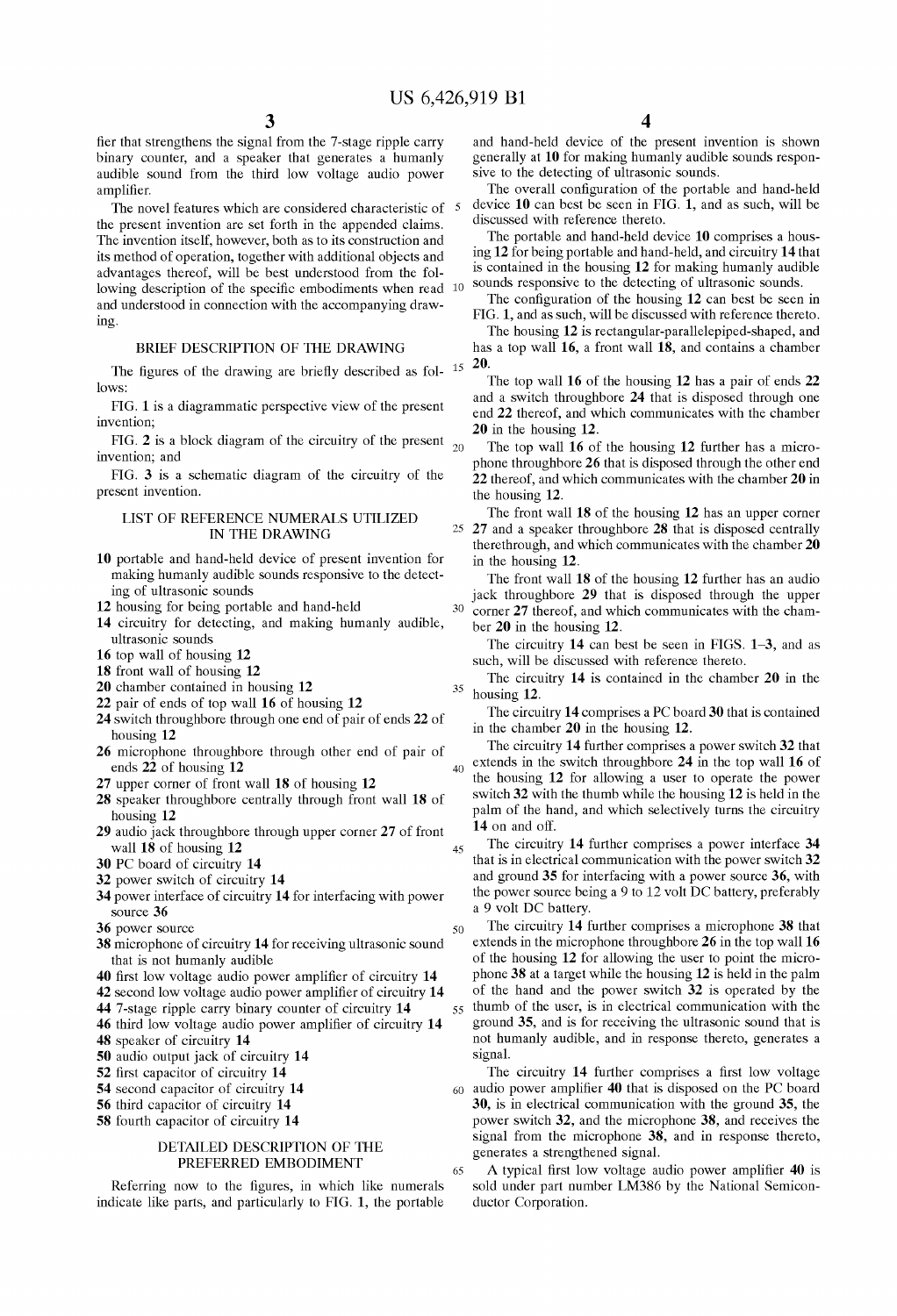fier that strengthens the signal from the 7-stage ripple carry binary counter, and a speaker that generates a humanly audible sound from the third low voltage audio power amplifier.

The novel features which are considered characteristic of the present invention are set forth in the appended claims. The invention itself, however, both as to its construction and its method of operation, together with additional objects and advantages thereof, will be best understood from the following description of the specific embodiments when read and understood in connection with the accompanying drawing.

## BRIEF DESCRIPTION OF THE DRAWING

The figures of the drawing are briefly described as follows:

FIG. 1 is a diagrammatic perspective view of the present invention;

FIG. 2 is a block diagram of the circuitry of the present invention; and

FIG. 3 is a schematic diagram of the circuitry of the present invention.

## LIST OF REFERENCE NUMERALS UTILIZED IN THE DRAWING

- **10** portable and hand-held device of present invention for making humanly audible sounds responsive to the detecting of ultrasonic sounds
- **12** housing for being portable and hand-held
- **14** circuitry for detecting, and making humanly audible, ultrasonic sounds
- **16** top wall of housing **12**
- **18** front wall of housing **12**
- **20** chamber contained in housing **12**
- **22** pair of ends of top wall **16** of housing **12**
- **24** switch throughbore through one end of pair of ends **22** of housing **12**
- **26** microphone throughbore through other end of pair of ends **22** of housing **12**
- **27** upper corner of front wall **18** of housing **12**
- **28** speaker throughbore centrally through front wall **18** of housing **12**
- **29** audio jack throughbore through upper corner **27** of front wall **18** of housing **12**
- **30** PC board of circuitry **14**
- **32** power switch of circuitry **14**
- **34** power interface of circuitry **14** for interfacing with power source **36**
- **36** power source
- **38** microphone of circuitry **14** for receiving ultrasonic sound that is not humanly audible
- **40** first low voltage audio power amplifier of circuitry **14**
- **42** second low voltage audio power amplifier of circuitry **14**
- **44** 7-stage ripple carry binary counter of circuitry **14**
- **46** third low voltage audio power amplifier of circuitry **14**
- **48** speaker of circuitry **14**
- **50** audio output jack of circuitry **14**
- **52** first capacitor of circuitry **14**
- **54** second capacitor of circuitry **14**
- **56** third capacitor of circuitry **14**
- **58** fourth capacitor of circuitry **14**

## DETAILED DESCRIPTION OF THE PREFERRED EMBODIMENT

Referring now to the figures, in which like numerals indicate like parts, and particularly to FIG. 1, the portable and hand-held device of the present invention is shown generally at **10** for making humanly audible sounds responsive to the detecting of ultrasonic sounds.

The overall configuration of the portable and hand-held device **10** can best be seen in FIG. 1, and as such, will be discussed with reference thereto.

The portable and hand-held device **10** comprises a housing **12** for being portable and hand-held, and circuitry **14** that is contained in the housing **12** for making humanly audible sounds responsive to the detecting of ultrasonic sounds.

The configuration of the housing **12** can best be seen in FIG. 1, and as such, will be discussed with reference thereto.

The housing **12** is rectangular-parallelepiped-shaped, and has a top wall **16**, a front wall **18**, and contains a chamber **20**.

The top wall **16** of the housing **12** has a pair of ends **22** and a switch throughbore **24** that is disposed through one end **22** thereof, and which communicates with the chamber **20** in the housing **12**.

The top wall **16** of the housing **12** further has a microphone throughbore **26** that is disposed through the other end **22** thereof, and which communicates with the chamber **20** in the housing **12**.

The front wall **18** of the housing **12** has an upper corner **27** and a speaker throughbore **28** that is disposed centrally therethrough, and which communicates with the chamber **20** in the housing **12**.

The front wall **18** of the housing **12** further has an audio jack throughbore **29** that is disposed through the upper corner **27** thereof, and which communicates with the chamber **20** in the housing **12**.

The circuitry **14** can best be seen in FIGS. 1–3, and as such, will be discussed with reference thereto.

The circuitry **14** is contained in the chamber **20** in the housing **12**.

The circuitry **14** comprises a PC board **30** that is contained in the chamber **20** in the housing **12**.

The circuitry **14** further comprises a power switch **32** that extends in the switch throughbore **24** in the top wall **16** of the housing **12** for allowing a user to operate the power switch **32** with the thumb while the housing **12** is held in the palm of the hand, and which selectively turns the circuitry **14** on and off.

The circuitry **14** further comprises a power interface **34** that is in electrical communication with the power switch **32** and ground **35** for interfacing with a power source **36**, with the power source being a 9 to 12 volt DC battery, preferably a 9 volt DC battery.

The circuitry **14** further comprises a microphone **38** that extends in the microphone throughbore **26** in the top wall **16** of the housing **12** for allowing the user to point the microphone **38** at a target while the housing **12** is held in the palm of the hand and the power switch **32** is operated by the thumb of the user, is in electrical communication with the ground **35**, and is for receiving the ultrasonic sound that is not humanly audible, and in response thereto, generates a signal.

The circuitry **14** further comprises a first low voltage audio power amplifier **40** that is disposed on the PC board **30**, is in electrical communication with the ground **35**, the power switch **32**, and the microphone **38**, and receives the signal from the microphone **38**, and in response thereto, generates a strengthened signal.

A typical first low voltage audio power amplifier **40** is sold under part number LM386 by the National Semiconductor Corporation.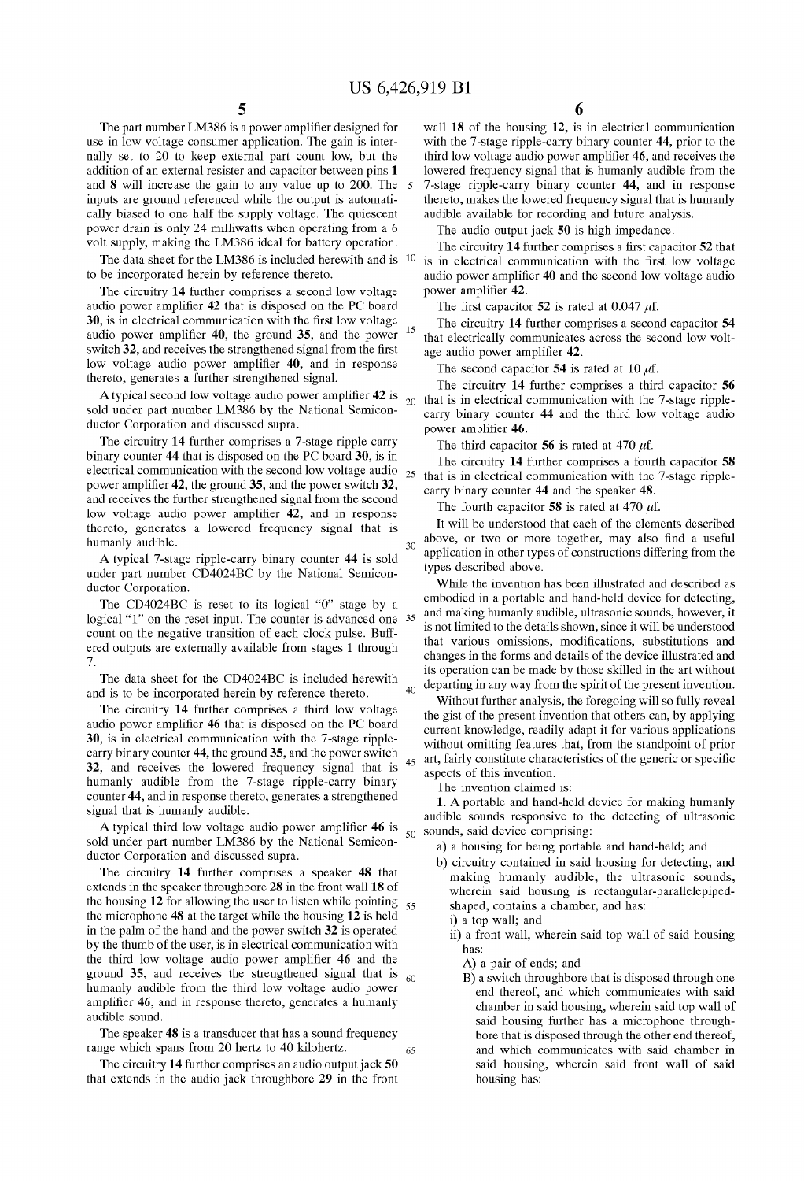The part number LM386 is a power amplifier designed for use in low voltage consumer application. The gain is internally set to 20 to keep external part count low, but the addition of an external resister and capacitor between pins **1** and **8** will increase the gain to any value up to 200. The inputs are ground referenced while the output is automatically biased to one half the supply voltage. The quiescent power drain is only 24 milliwatts when operating from a 6 volt supply, making the LM386 ideal for battery operation.

The data sheet for the LM386 is included herewith and is to be incorporated herein by reference thereto.

The circuitry **14** further comprises a second low voltage audio power amplifier **42** that is disposed on the PC board **30**, is in electrical communication with the first low voltage audio power amplifier **40**, the ground **35**, and the power switch **32**, and receives the strengthened signal from the first low voltage audio power amplifier **40**, and in response thereto, generates a further strengthened signal.

A typical second low voltage audio power amplifier **42** is sold under part number LM386 by the National Semiconductor Corporation and discussed supra.

The circuitry **14** further comprises a 7-stage ripple carry binary counter **44** that is disposed on the PC board **30**, is in electrical communication with the second low voltage audio power amplifier **42**, the ground **35**, and the power switch **32**, and receives the further strengthened signal from the second low voltage audio power amplifier **42**, and in response thereto, generates a lowered frequency signal that is humanly audible.

A typical 7-stage ripple-carry binary counter **44** is sold under part number CD4024BC by the National Semiconductor Corporation.

The CD4024BC is reset to its logical "0" stage by a logical "1" on the reset input. The counter is advanced one count on the negative transition of each clock pulse. Buffered outputs are externally available from stages 1 through 7.

The data sheet for the CD4024BC is included herewith and is to be incorporated herein by reference thereto.

The circuitry **14** further comprises a third low voltage audio power amplifier **46** that is disposed on the PC board **30**, is in electrical communication with the 7-stage ripple-carry binary counter **44**, the ground **35**, and the power switch **32**, and receives the lowered frequency signal that is humanly audible from the 7-stage ripple-carry binary counter **44**, and in response thereto, generates a strengthened signal that is humanly audible.

A typical third low voltage audio power amplifier **46** is sold under part number LM386 by the National Semiconductor Corporation and discussed supra.

The circuitry **14** further comprises a speaker **48** that extends in the speaker throughbore **28** in the front wall **18** of the housing **12** for allowing the user to listen while pointing the microphone **48** at the target while the housing **12** is held in the palm of the hand and the power switch **32** is operated by the thumb of the user, is in electrical communication with the third low voltage audio power amplifier **46** and the ground **35**, and receives the strengthened signal that is humanly audible from the third low voltage audio power amplifier **46**, and in response thereto, generates a humanly audible sound.

The speaker **48** is a transducer that has a sound frequency range which spans from 20 hertz to 40 kilohertz.

The circuitry **14** further comprises an audio output jack **50** that extends in the audio jack throughbore **29** in the front wall **18** of the housing **12**, is in electrical communication with the 7-stage ripple-carry binary counter **44**, prior to the third low voltage audio power amplifier **46**, and receives the lowered frequency signal that is humanly audible from the 7-stage ripple-carry binary counter **44**, and in response thereto, makes the lowered frequency signal that is humanly audible available for recording and future analysis.

The audio output jack **50** is high impedance.

The circuitry **14** further comprises a first capacitor **52** that is in electrical communication with the first low voltage audio power amplifier **40** and the second low voltage audio power amplifier **42**.

The first capacitor **52** is rated at 0.047 μf.

The circuitry **14** further comprises a second capacitor **54** that electrically communicates across the second low voltage audio power amplifier **42**.

The second capacitor **54** is rated at 10 μf.

The circuitry **14** further comprises a third capacitor **56** that is in electrical communication with the 7-stage ripple-carry binary counter **44** and the third low voltage audio power amplifier **46**.

The third capacitor **56** is rated at 470 μf.

The circuitry **14** further comprises a fourth capacitor **58** that is in electrical communication with the 7-stage ripple-carry binary counter **44** and the speaker **48**.

The fourth capacitor **58** is rated at 470 μf.

It will be understood that each of the elements described above, or two or more together, may also find a useful application in other types of constructions differing from the types described above.

While the invention has been illustrated and described as embodied in a portable and hand-held device for detecting, and making humanly audible, ultrasonic sounds, however, it is not limited to the details shown, since it will be understood that various omissions, modifications, substitutions and changes in the forms and details of the device illustrated and its operation can be made by those skilled in the art without departing in any way from the spirit of the present invention.

Without further analysis, the foregoing will so fully reveal the gist of the present invention that others can, by applying current knowledge, readily adapt it for various applications without omitting features that, from the standpoint of prior art, fairly constitute characteristics of the generic or specific aspects of this invention.

The invention claimed is:

1. A portable and hand-held device for making humanly audible sounds responsive to the detecting of ultrasonic sounds, said device comprising:
   - a) a housing for being portable and hand-held; and
   - b) circuitry contained in said housing for detecting, and making humanly audible, the ultrasonic sounds, wherein said housing is rectangular-parallelepiped-shaped, contains a chamber, and has:
     - i) a top wall; and
     - ii) a front wall, wherein said top wall of said housing has:
       - A) a pair of ends; and
       - B) a switch throughbore that is disposed through one end thereof, and which communicates with said chamber in said housing, wherein said top wall of said housing further has a microphone throughbore that is disposed through the other end thereof, and which communicates with said chamber in said housing, wherein said front wall of said housing has: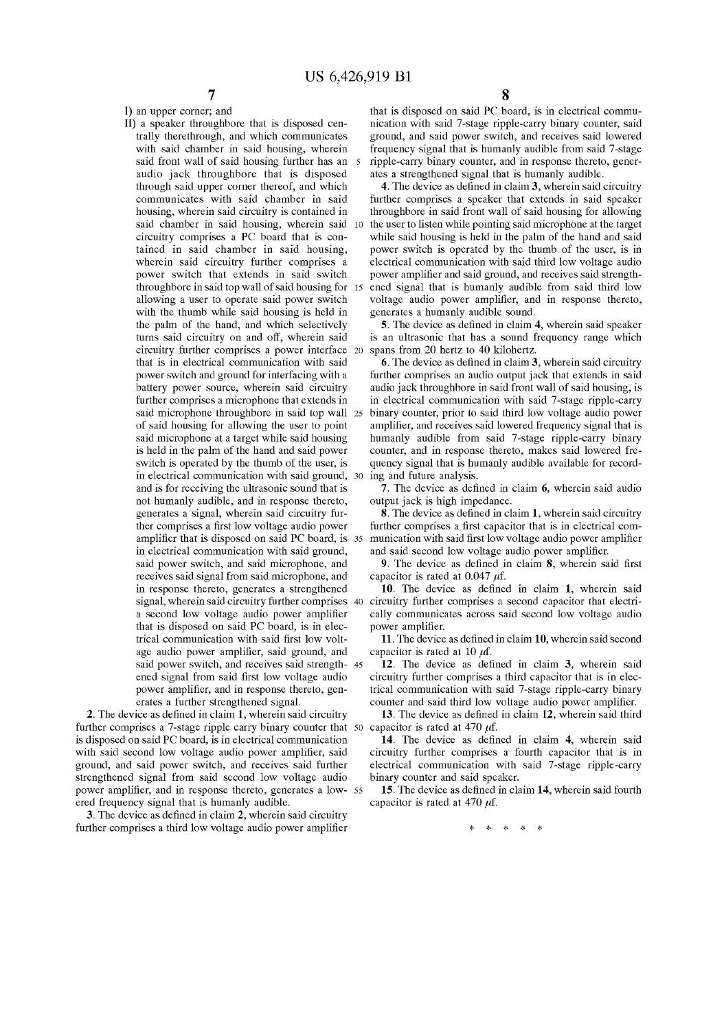I) an upper corner; and

II) a speaker throughbore that is disposed centrally therethrough, and which communicates with said chamber in said housing, wherein said front wall of said housing further has an audio jack throughbore that is disposed through said upper corner thereof, and which communicates with said chamber in said housing, wherein said circuitry is contained in said chamber in said housing, wherein said circuitry comprises a PC board that is contained in said chamber in said housing, wherein said circuitry further comprises a power switch that extends in said switch throughbore in said top wall of said housing for allowing a user to operate said power switch with the thumb while said housing is held in the palm of the hand, and which selectively turns said circuitry on and off, wherein said circuitry further comprises a power interface that is in electrical communication with said power switch and ground for interfacing with a battery power source, wherein said circuitry further comprises a microphone that extends in said microphone throughbore in said top wall of said housing for allowing the user to point said microphone at a target while said housing is held in the palm of the hand and said power switch is operated by the thumb of the user, is in electrical communication with said ground, and is for receiving the ultrasonic sound that is not humanly audible, and in response thereto, generates a signal, wherein said circuitry further comprises a first low voltage audio power amplifier that is disposed on said PC board, is in electrical communication with said ground, said power switch, and said microphone, and receives said signal from said microphone, and in response thereto, generates a strengthened signal, wherein said circuitry further comprises a second low voltage audio power amplifier that is disposed on said PC board, is in electrical communication with said first low voltage audio power amplifier, said ground, and said power switch, and receives said strengthened signal from said first low voltage audio power amplifier, and in response thereto, generates a further strengthened signal.

2. The device as defined in claim 1, wherein said circuitry further comprises a 7-stage ripple carry binary counter that is disposed on said PC board, is in electrical communication with said second low voltage audio power amplifier, said ground, and said power switch, and receives said further strengthened signal from said second low voltage audio power amplifier, and in response thereto, generates a lowered frequency signal that is humanly audible.

3. The device as defined in claim 2, wherein said circuitry further comprises a third low voltage audio power amplifier that is disposed on said PC board, is in electrical communication with said 7-stage ripple-carry binary counter, said ground, and said power switch, and receives said lowered frequency signal that is humanly audible from said 7-stage ripple-carry binary counter, and in response thereto, generates a strengthened signal that is humanly audible.

4. The device as defined in claim 3, wherein said circuitry further comprises a speaker that extends in said speaker throughbore in said front wall of said housing for allowing the user to listen while pointing said microphone at the target while said housing is held in the palm of the hand and said power switch is operated by the thumb of the user, is in electrical communication with said third low voltage audio power amplifier and said ground, and receives said strengthened signal that is humanly audible from said third low voltage audio power amplifier, and in response thereto, generates a humanly audible sound.

5. The device as defined in claim 4, wherein said speaker is an ultrasonic that has a sound frequency range which spans from 20 hertz to 40 kilohertz.

6. The device as defined in claim 3, wherein said circuitry further comprises an audio output jack that extends in said audio jack throughbore in said front wall of said housing, is in electrical communication with said 7-stage ripple-carry binary counter, prior to said third low voltage audio power amplifier, and receives said lowered frequency signal that is humanly audible from said 7-stage ripple-carry binary counter, and in response thereto, makes said lowered frequency signal that is humanly audible available for recording and future analysis.

7. The device as defined in claim 6, wherein said audio output jack is high impedance.

8. The device as defined in claim 1, wherein said circuitry further comprises a first capacitor that is in electrical communication with said first low voltage audio power amplifier and said second low voltage audio power amplifier.

9. The device as defined in claim 8, wherein said first capacitor is rated at 0.047 $\mu$f.

10. The device as defined in claim 1, wherein said circuitry further comprises a second capacitor that electrically communicates across said second low voltage audio power amplifier.

11. The device as defined in claim 10, wherein said second capacitor is rated at 10 $\mu$f.

12. The device as defined in claim 3, wherein said circuitry further comprises a third capacitor that is in electrical communication with said 7-stage ripple-carry binary counter and said third low voltage audio power amplifier.

13. The device as defined in claim 12, wherein said third capacitor is rated at 470 $\mu$f.

14. The device as defined in claim 4, wherein said circuitry further comprises a fourth capacitor that is in electrical communication with said 7-stage ripple-carry binary counter and said speaker.

15. The device as defined in claim 14, wherein said fourth capacitor is rated at 470 $\mu$f.

* * * * *